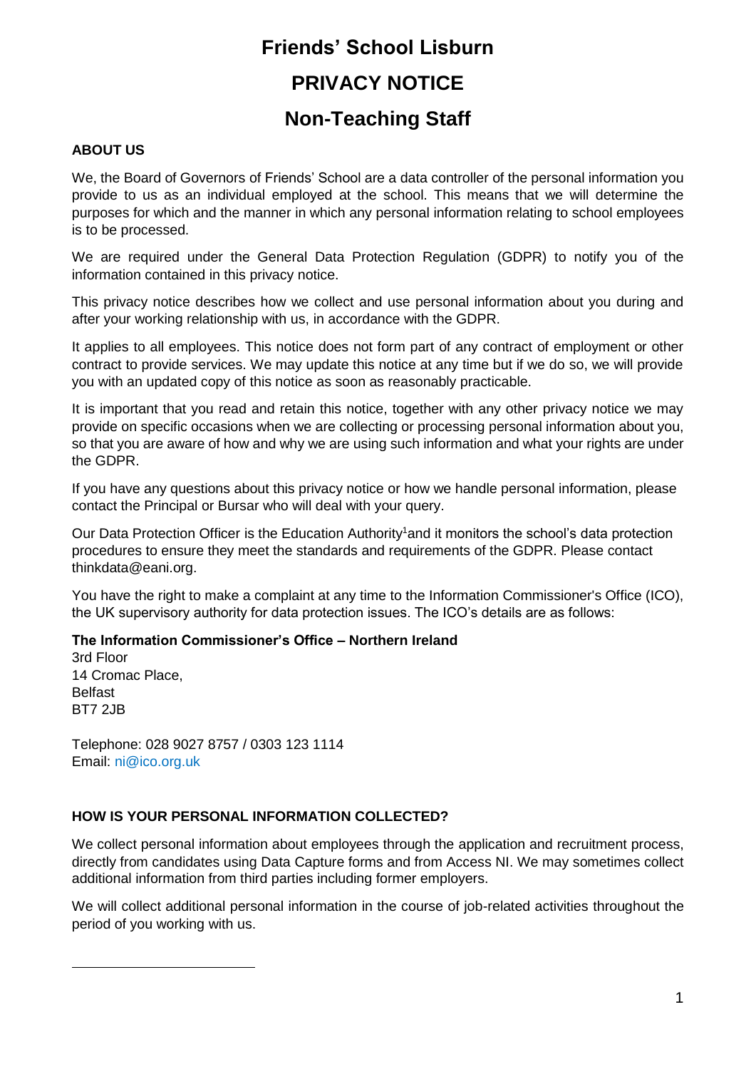# Friends' School Lisburn

# PRIVACY NOTICE

# Non-Teaching Staff

## ABOUT US

We, the Board of Governors of Friends' School are a data controller of the personal information you provide to us as an individual employed at the school. This means that we will determine the purposes for which and the manner in which any personal information relating to school employees is to be processed.

We are required under the General Data Protection Regulation (GDPR) to notify you of the information contained in this privacy notice.

This privacy notice describes how we collect and use personal information about you during and after your working relationship with us, in accordance with the GDPR.

It applies to all employees. This notice does not form part of any contract of employment or other contract to provide services. We may update this notice at any time but if we do so, we will provide you with an updated copy of this notice as soon as reasonably practicable.

It is important that you read and retain this notice, together with any other privacy notice we may provide on specific occasions when we are collecting or processing personal information about you, so that you are aware of how and why we are using such information and what your rights are under the GDPR.

If you have any questions about this privacy notice or how we handle personal information, please contact the Principal or Bursar who will deal with your query.

Our Data Protection Officer is the Education Authority[1]and it monitors the school's data protection procedures to ensure they meet the standards and requirements of the GDPR. Please contact thinkdata@eani.org.

You have the right to make a complaint at any time to the Information Commissioner's Office (ICO), the UK supervisory authority for data protection issues. The ICO's details are as follows:

**The Information Commissioner's Office – Northern Ireland**
3rd Floor
14 Cromac Place,
Belfast
BT7 2JB

Telephone: 028 9027 8757 / 0303 123 1114
Email: ni@ico.org.uk

## HOW IS YOUR PERSONAL INFORMATION COLLECTED?

We collect personal information about employees through the application and recruitment process, directly from candidates using Data Capture forms and from Access NI. We may sometimes collect additional information from third parties including former employers.

We will collect additional personal information in the course of job-related activities throughout the period of you working with us.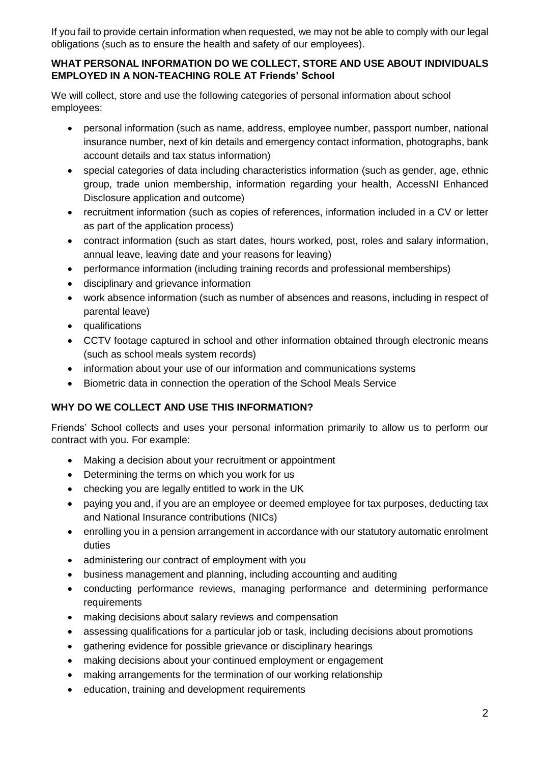If you fail to provide certain information when requested, we may not be able to comply with our legal obligations (such as to ensure the health and safety of our employees).

## WHAT PERSONAL INFORMATION DO WE COLLECT, STORE AND USE ABOUT INDIVIDUALS EMPLOYED IN A NON-TEACHING ROLE AT Friends' School

We will collect, store and use the following categories of personal information about school employees:

- personal information (such as name, address, employee number, passport number, national insurance number, next of kin details and emergency contact information, photographs, bank account details and tax status information)
- special categories of data including characteristics information (such as gender, age, ethnic group, trade union membership, information regarding your health, AccessNI Enhanced Disclosure application and outcome)
- recruitment information (such as copies of references, information included in a CV or letter as part of the application process)
- contract information (such as start dates, hours worked, post, roles and salary information, annual leave, leaving date and your reasons for leaving)
- performance information (including training records and professional memberships)
- disciplinary and grievance information
- work absence information (such as number of absences and reasons, including in respect of parental leave)
- qualifications
- CCTV footage captured in school and other information obtained through electronic means (such as school meals system records)
- information about your use of our information and communications systems
- Biometric data in connection the operation of the School Meals Service

## WHY DO WE COLLECT AND USE THIS INFORMATION?

Friends' School collects and uses your personal information primarily to allow us to perform our contract with you. For example:

- Making a decision about your recruitment or appointment
- Determining the terms on which you work for us
- checking you are legally entitled to work in the UK
- paying you and, if you are an employee or deemed employee for tax purposes, deducting tax and National Insurance contributions (NICs)
- enrolling you in a pension arrangement in accordance with our statutory automatic enrolment duties
- administering our contract of employment with you
- business management and planning, including accounting and auditing
- conducting performance reviews, managing performance and determining performance requirements
- making decisions about salary reviews and compensation
- assessing qualifications for a particular job or task, including decisions about promotions
- gathering evidence for possible grievance or disciplinary hearings
- making decisions about your continued employment or engagement
- making arrangements for the termination of our working relationship
- education, training and development requirements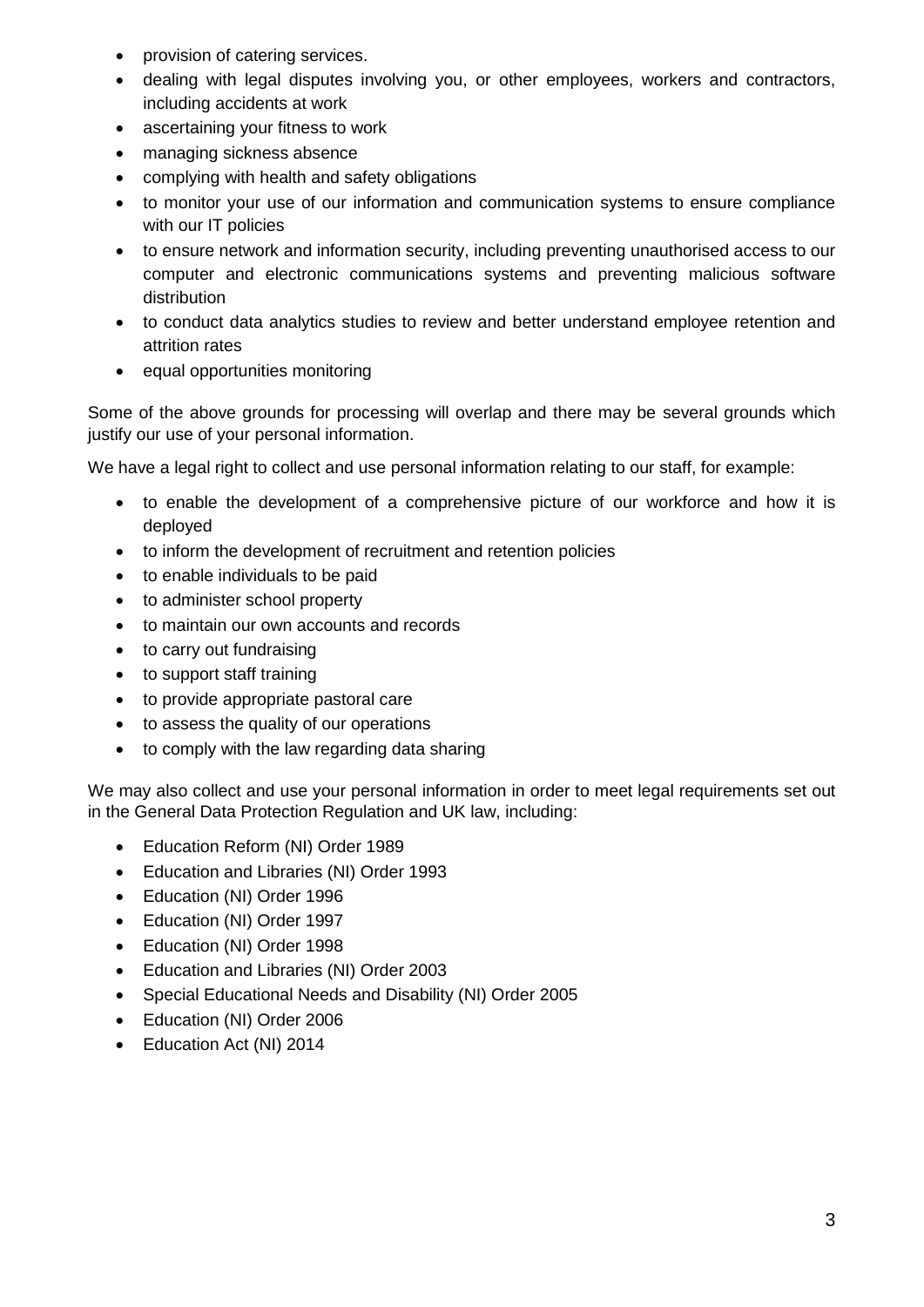- provision of catering services.
- dealing with legal disputes involving you, or other employees, workers and contractors, including accidents at work
- ascertaining your fitness to work
- managing sickness absence
- complying with health and safety obligations
- to monitor your use of our information and communication systems to ensure compliance with our IT policies
- to ensure network and information security, including preventing unauthorised access to our computer and electronic communications systems and preventing malicious software distribution
- to conduct data analytics studies to review and better understand employee retention and attrition rates
- equal opportunities monitoring

Some of the above grounds for processing will overlap and there may be several grounds which justify our use of your personal information.

We have a legal right to collect and use personal information relating to our staff, for example:

- to enable the development of a comprehensive picture of our workforce and how it is deployed
- to inform the development of recruitment and retention policies
- to enable individuals to be paid
- to administer school property
- to maintain our own accounts and records
- to carry out fundraising
- to support staff training
- to provide appropriate pastoral care
- to assess the quality of our operations
- to comply with the law regarding data sharing

We may also collect and use your personal information in order to meet legal requirements set out in the General Data Protection Regulation and UK law, including:

- Education Reform (NI) Order 1989
- Education and Libraries (NI) Order 1993
- Education (NI) Order 1996
- Education (NI) Order 1997
- Education (NI) Order 1998
- Education and Libraries (NI) Order 2003
- Special Educational Needs and Disability (NI) Order 2005
- Education (NI) Order 2006
- Education Act (NI) 2014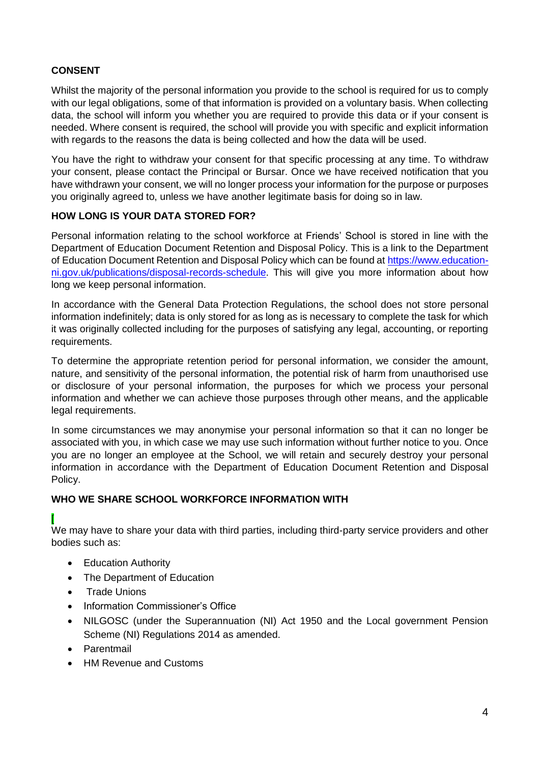## CONSENT

Whilst the majority of the personal information you provide to the school is required for us to comply with our legal obligations, some of that information is provided on a voluntary basis. When collecting data, the school will inform you whether you are required to provide this data or if your consent is needed. Where consent is required, the school will provide you with specific and explicit information with regards to the reasons the data is being collected and how the data will be used.

You have the right to withdraw your consent for that specific processing at any time. To withdraw your consent, please contact the Principal or Bursar. Once we have received notification that you have withdrawn your consent, we will no longer process your information for the purpose or purposes you originally agreed to, unless we have another legitimate basis for doing so in law.

## HOW LONG IS YOUR DATA STORED FOR?

Personal information relating to the school workforce at Friends' School is stored in line with the Department of Education Document Retention and Disposal Policy. This is a link to the Department of Education Document Retention and Disposal Policy which can be found at https://www.education-ni.gov.uk/publications/disposal-records-schedule. This will give you more information about how long we keep personal information.

In accordance with the General Data Protection Regulations, the school does not store personal information indefinitely; data is only stored for as long as is necessary to complete the task for which it was originally collected including for the purposes of satisfying any legal, accounting, or reporting requirements.

To determine the appropriate retention period for personal information, we consider the amount, nature, and sensitivity of the personal information, the potential risk of harm from unauthorised use or disclosure of your personal information, the purposes for which we process your personal information and whether we can achieve those purposes through other means, and the applicable legal requirements.

In some circumstances we may anonymise your personal information so that it can no longer be associated with you, in which case we may use such information without further notice to you. Once you are no longer an employee at the School, we will retain and securely destroy your personal information in accordance with the Department of Education Document Retention and Disposal Policy.

## WHO WE SHARE SCHOOL WORKFORCE INFORMATION WITH

[

We may have to share your data with third parties, including third-party service providers and other bodies such as:

- Education Authority
- The Department of Education
- Trade Unions
- Information Commissioner's Office
- NILGOSC (under the Superannuation (NI) Act 1950 and the Local government Pension Scheme (NI) Regulations 2014 as amended.
- Parentmail
- HM Revenue and Customs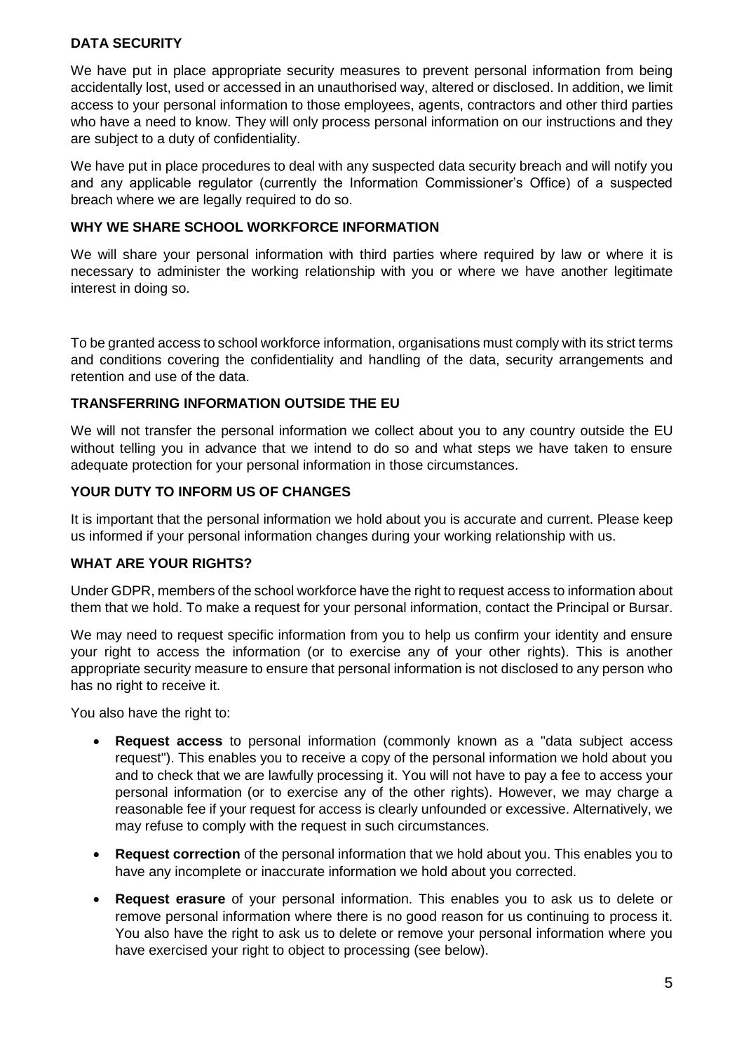## DATA SECURITY

We have put in place appropriate security measures to prevent personal information from being accidentally lost, used or accessed in an unauthorised way, altered or disclosed. In addition, we limit access to your personal information to those employees, agents, contractors and other third parties who have a need to know. They will only process personal information on our instructions and they are subject to a duty of confidentiality.

We have put in place procedures to deal with any suspected data security breach and will notify you and any applicable regulator (currently the Information Commissioner's Office) of a suspected breach where we are legally required to do so.

## WHY WE SHARE SCHOOL WORKFORCE INFORMATION

We will share your personal information with third parties where required by law or where it is necessary to administer the working relationship with you or where we have another legitimate interest in doing so.

To be granted access to school workforce information, organisations must comply with its strict terms and conditions covering the confidentiality and handling of the data, security arrangements and retention and use of the data.

## TRANSFERRING INFORMATION OUTSIDE THE EU

We will not transfer the personal information we collect about you to any country outside the EU without telling you in advance that we intend to do so and what steps we have taken to ensure adequate protection for your personal information in those circumstances.

## YOUR DUTY TO INFORM US OF CHANGES

It is important that the personal information we hold about you is accurate and current. Please keep us informed if your personal information changes during your working relationship with us.

## WHAT ARE YOUR RIGHTS?

Under GDPR, members of the school workforce have the right to request access to information about them that we hold. To make a request for your personal information, contact the Principal or Bursar.

We may need to request specific information from you to help us confirm your identity and ensure your right to access the information (or to exercise any of your other rights). This is another appropriate security measure to ensure that personal information is not disclosed to any person who has no right to receive it.

You also have the right to:

- **Request access** to personal information (commonly known as a "data subject access request"). This enables you to receive a copy of the personal information we hold about you and to check that we are lawfully processing it. You will not have to pay a fee to access your personal information (or to exercise any of the other rights). However, we may charge a reasonable fee if your request for access is clearly unfounded or excessive. Alternatively, we may refuse to comply with the request in such circumstances.
- **Request correction** of the personal information that we hold about you. This enables you to have any incomplete or inaccurate information we hold about you corrected.
- **Request erasure** of your personal information. This enables you to ask us to delete or remove personal information where there is no good reason for us continuing to process it. You also have the right to ask us to delete or remove your personal information where you have exercised your right to object to processing (see below).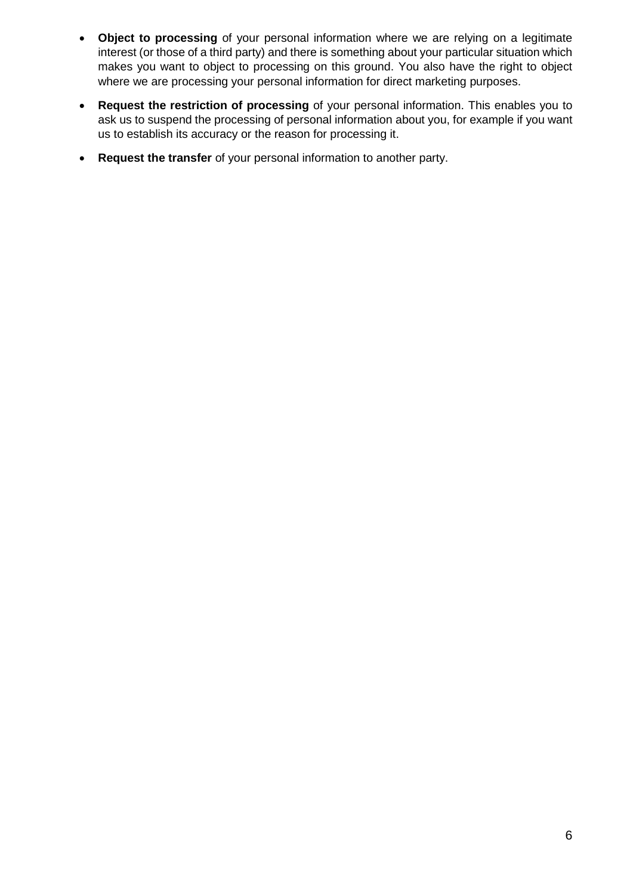- **Object to processing** of your personal information where we are relying on a legitimate interest (or those of a third party) and there is something about your particular situation which makes you want to object to processing on this ground. You also have the right to object where we are processing your personal information for direct marketing purposes.
- **Request the restriction of processing** of your personal information. This enables you to ask us to suspend the processing of personal information about you, for example if you want us to establish its accuracy or the reason for processing it.
- **Request the transfer** of your personal information to another party.